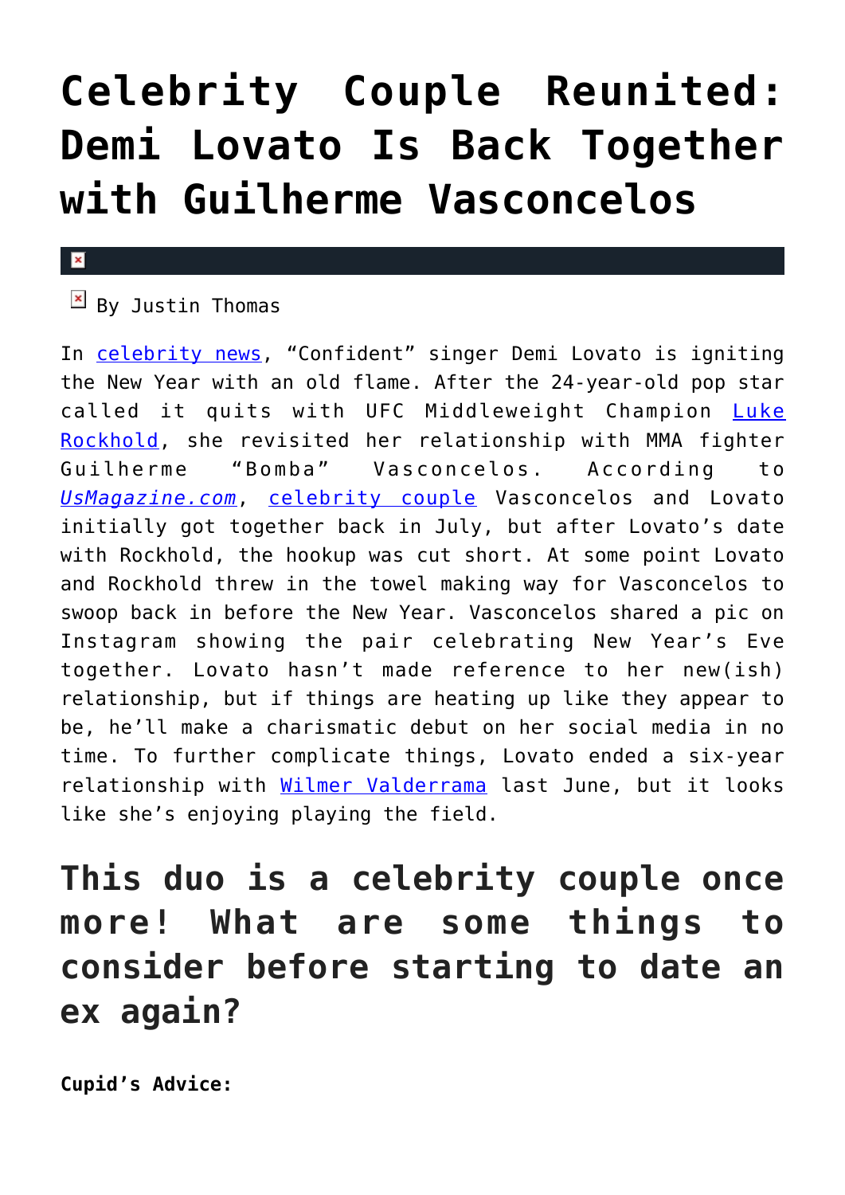# Celebrity Couple Reunited: Demi Lovato Is Back Together with Guilherme Vasconcelos

By Justin Thomas

In celebrity news, "Confident" singer Demi Lovato is igniting the New Year with an old flame. After the 24-year-old pop star called it quits with UFC Middleweight Champion Luke Rockhold, she revisited her relationship with MMA fighter Guilherme "Bomba" Vasconcelos. According to *UsMagazine.com*, celebrity couple Vasconcelos and Lovato initially got together back in July, but after Lovato's date with Rockhold, the hookup was cut short. At some point Lovato and Rockhold threw in the towel making way for Vasconcelos to swoop back in before the New Year. Vasconcelos shared a pic on Instagram showing the pair celebrating New Year's Eve together. Lovato hasn't made reference to her new(ish) relationship, but if things are heating up like they appear to be, he'll make a charismatic debut on her social media in no time. To further complicate things, Lovato ended a six-year relationship with Wilmer Valderrama last June, but it looks like she's enjoying playing the field.

## This duo is a celebrity couple once more! What are some things to consider before starting to date an ex again?

**Cupid's Advice:**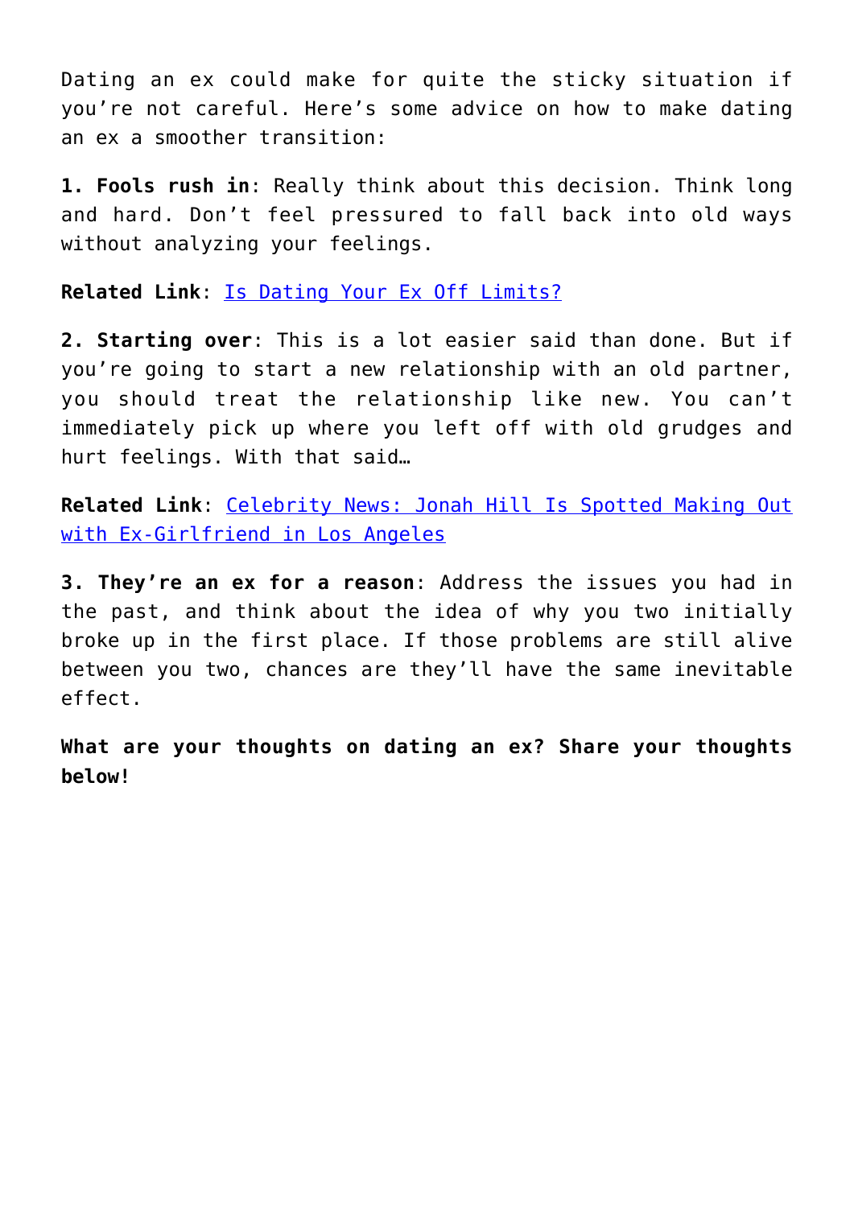Dating an ex could make for quite the sticky situation if you're not careful. Here's some advice on how to make dating an ex a smoother transition:

**1. Fools rush in**: Really think about this decision. Think long and hard. Don't feel pressured to fall back into old ways without analyzing your feelings.

**Related Link**: Is Dating Your Ex Off Limits?

**2. Starting over**: This is a lot easier said than done. But if you're going to start a new relationship with an old partner, you should treat the relationship like new. You can't immediately pick up where you left off with old grudges and hurt feelings. With that said…

**Related Link**: Celebrity News: Jonah Hill Is Spotted Making Out with Ex-Girlfriend in Los Angeles

**3. They're an ex for a reason**: Address the issues you had in the past, and think about the idea of why you two initially broke up in the first place. If those problems are still alive between you two, chances are they'll have the same inevitable effect.

**What are your thoughts on dating an ex? Share your thoughts below!**